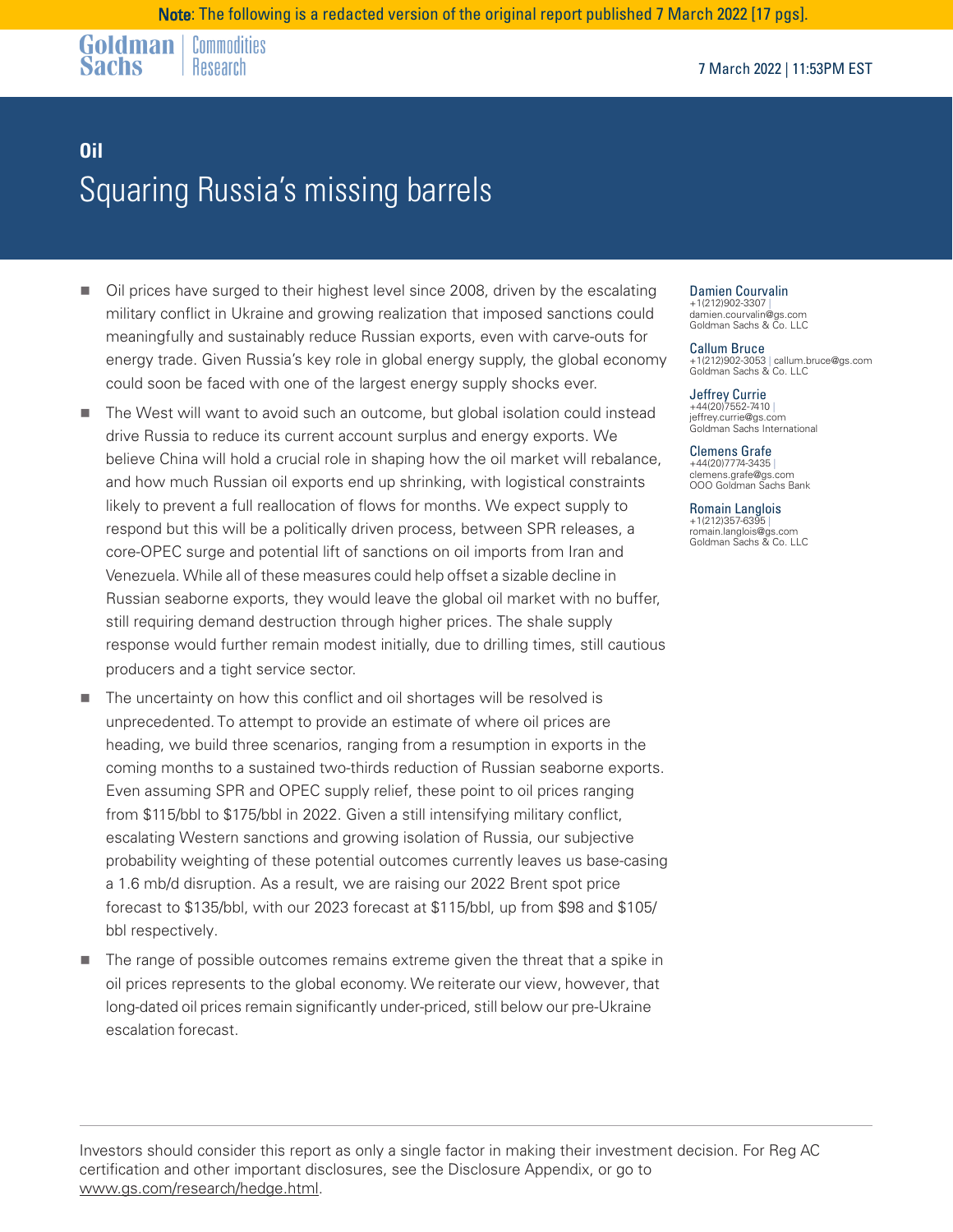**Note**: The following is a redacted version of the original report published 7 March 2022 [17 pgs].

Goldman Sachs | Commodities Research

7 March 2022 | 11:53PM EST

**Oil**

# Squaring Russia's missing barrels

- Oil prices have surged to their highest level since 2008, driven by the escalating military conflict in Ukraine and growing realization that imposed sanctions could meaningfully and sustainably reduce Russian exports, even with carve-outs for energy trade. Given Russia's key role in global energy supply, the global economy could soon be faced with one of the largest energy supply shocks ever.
- The West will want to avoid such an outcome, but global isolation could instead drive Russia to reduce its current account surplus and energy exports. We believe China will hold a crucial role in shaping how the oil market will rebalance, and how much Russian oil exports end up shrinking, with logistical constraints likely to prevent a full reallocation of flows for months. We expect supply to respond but this will be a politically driven process, between SPR releases, a core-OPEC surge and potential lift of sanctions on oil imports from Iran and Venezuela. While all of these measures could help offset a sizable decline in Russian seaborne exports, they would leave the global oil market with no buffer, still requiring demand destruction through higher prices. The shale supply response would further remain modest initially, due to drilling times, still cautious producers and a tight service sector.
- The uncertainty on how this conflict and oil shortages will be resolved is unprecedented. To attempt to provide an estimate of where oil prices are heading, we build three scenarios, ranging from a resumption in exports in the coming months to a sustained two-thirds reduction of Russian seaborne exports. Even assuming SPR and OPEC supply relief, these point to oil prices ranging from $115/bbl to $175/bbl in 2022. Given a still intensifying military conflict, escalating Western sanctions and growing isolation of Russia, our subjective probability weighting of these potential outcomes currently leaves us base-casing a 1.6 mb/d disruption. As a result, we are raising our 2022 Brent spot price forecast to $135/bbl, with our 2023 forecast at $115/bbl, up from $98 and $105/bbl respectively.
- The range of possible outcomes remains extreme given the threat that a spike in oil prices represents to the global economy. We reiterate our view, however, that long-dated oil prices remain significantly under-priced, still below our pre-Ukraine escalation forecast.

**Damien Courvalin**
+1(212)902-3307 | damien.courvalin@gs.com
Goldman Sachs & Co. LLC

**Callum Bruce**
+1(212)902-3053 | callum.bruce@gs.com
Goldman Sachs & Co. LLC

**Jeffrey Currie**
+44(20)7552-7410 | jeffrey.currie@gs.com
Goldman Sachs International

**Clemens Grafe**
+44(20)7774-3435 | clemens.grafe@gs.com
OOO Goldman Sachs Bank

**Romain Langlois**
+1(212)357-6395 | romain.langlois@gs.com
Goldman Sachs & Co. LLC

Investors should consider this report as only a single factor in making their investment decision. For Reg AC certification and other important disclosures, see the Disclosure Appendix, or go to www.gs.com/research/hedge.html.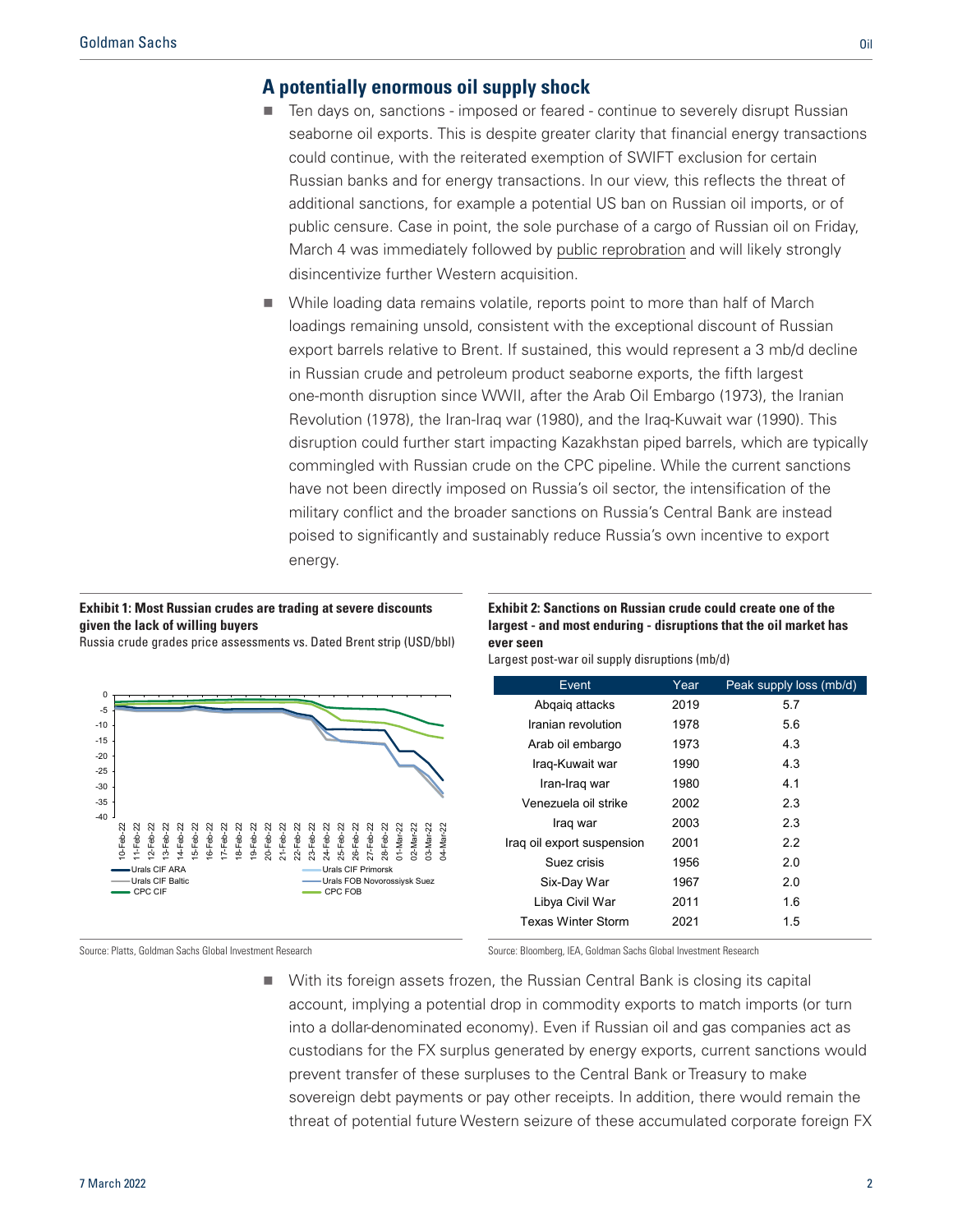## A potentially enormous oil supply shock

- Ten days on, sanctions - imposed or feared - continue to severely disrupt Russian seaborne oil exports. This is despite greater clarity that financial energy transactions could continue, with the reiterated exemption of SWIFT exclusion for certain Russian banks and for energy transactions. In our view, this reflects the threat of additional sanctions, for example a potential US ban on Russian oil imports, or of public censure. Case in point, the sole purchase of a cargo of Russian oil on Friday, March 4 was immediately followed by public reprobration and will likely strongly disincentivize further Western acquisition.
- While loading data remains volatile, reports point to more than half of March loadings remaining unsold, consistent with the exceptional discount of Russian export barrels relative to Brent. If sustained, this would represent a 3 mb/d decline in Russian crude and petroleum product seaborne exports, the fifth largest one-month disruption since WWII, after the Arab Oil Embargo (1973), the Iranian Revolution (1978), the Iran-Iraq war (1980), and the Iraq-Kuwait war (1990). This disruption could further start impacting Kazakhstan piped barrels, which are typically commingled with Russian crude on the CPC pipeline. While the current sanctions have not been directly imposed on Russia's oil sector, the intensification of the military conflict and the broader sanctions on Russia's Central Bank are instead poised to significantly and sustainably reduce Russia's own incentive to export energy.

**Exhibit 1: Most Russian crudes are trading at severe discounts given the lack of willing buyers**

Russia crude grades price assessments vs. Dated Brent strip (USD/bbl)

Source: Platts, Goldman Sachs Global Investment Research

**Exhibit 2: Sanctions on Russian crude could create one of the largest - and most enduring - disruptions that the oil market has ever seen**

Largest post-war oil supply disruptions (mb/d)

| Event | Year | Peak supply loss (mb/d) |
|---|---|---|
| Abqaiq attacks | 2019 | 5.7 |
| Iranian revolution | 1978 | 5.6 |
| Arab oil embargo | 1973 | 4.3 |
| Iraq-Kuwait war | 1990 | 4.3 |
| Iran-Iraq war | 1980 | 4.1 |
| Venezuela oil strike | 2002 | 2.3 |
| Iraq war | 2003 | 2.3 |
| Iraq oil export suspension | 2001 | 2.2 |
| Suez crisis | 1956 | 2.0 |
| Six-Day War | 1967 | 2.0 |
| Libya Civil War | 2011 | 1.6 |
| Texas Winter Storm | 2021 | 1.5 |

Source: Bloomberg, IEA, Goldman Sachs Global Investment Research

- With its foreign assets frozen, the Russian Central Bank is closing its capital account, implying a potential drop in commodity exports to match imports (or turn into a dollar-denominated economy). Even if Russian oil and gas companies act as custodians for the FX surplus generated by energy exports, current sanctions would prevent transfer of these surpluses to the Central Bank or Treasury to make sovereign debt payments or pay other receipts. In addition, there would remain the threat of potential future Western seizure of these accumulated corporate foreign FX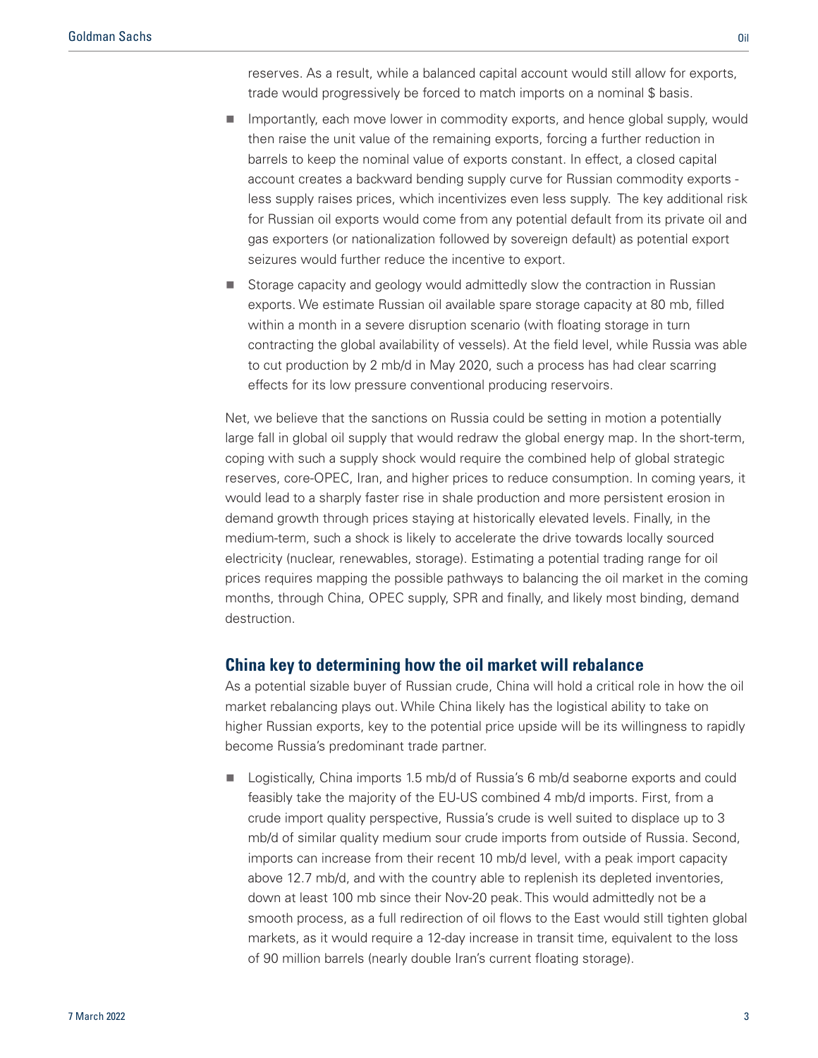reserves. As a result, while a balanced capital account would still allow for exports, trade would progressively be forced to match imports on a nominal $ basis.

- Importantly, each move lower in commodity exports, and hence global supply, would then raise the unit value of the remaining exports, forcing a further reduction in barrels to keep the nominal value of exports constant. In effect, a closed capital account creates a backward bending supply curve for Russian commodity exports - less supply raises prices, which incentivizes even less supply. The key additional risk for Russian oil exports would come from any potential default from its private oil and gas exporters (or nationalization followed by sovereign default) as potential export seizures would further reduce the incentive to export.
- Storage capacity and geology would admittedly slow the contraction in Russian exports. We estimate Russian oil available spare storage capacity at 80 mb, filled within a month in a severe disruption scenario (with floating storage in turn contracting the global availability of vessels). At the field level, while Russia was able to cut production by 2 mb/d in May 2020, such a process has had clear scarring effects for its low pressure conventional producing reservoirs.

Net, we believe that the sanctions on Russia could be setting in motion a potentially large fall in global oil supply that would redraw the global energy map. In the short-term, coping with such a supply shock would require the combined help of global strategic reserves, core-OPEC, Iran, and higher prices to reduce consumption. In coming years, it would lead to a sharply faster rise in shale production and more persistent erosion in demand growth through prices staying at historically elevated levels. Finally, in the medium-term, such a shock is likely to accelerate the drive towards locally sourced electricity (nuclear, renewables, storage). Estimating a potential trading range for oil prices requires mapping the possible pathways to balancing the oil market in the coming months, through China, OPEC supply, SPR and finally, and likely most binding, demand destruction.

## China key to determining how the oil market will rebalance

As a potential sizable buyer of Russian crude, China will hold a critical role in how the oil market rebalancing plays out. While China likely has the logistical ability to take on higher Russian exports, key to the potential price upside will be its willingness to rapidly become Russia's predominant trade partner.

- Logistically, China imports 1.5 mb/d of Russia's 6 mb/d seaborne exports and could feasibly take the majority of the EU-US combined 4 mb/d imports. First, from a crude import quality perspective, Russia's crude is well suited to displace up to 3 mb/d of similar quality medium sour crude imports from outside of Russia. Second, imports can increase from their recent 10 mb/d level, with a peak import capacity above 12.7 mb/d, and with the country able to replenish its depleted inventories, down at least 100 mb since their Nov-20 peak. This would admittedly not be a smooth process, as a full redirection of oil flows to the East would still tighten global markets, as it would require a 12-day increase in transit time, equivalent to the loss of 90 million barrels (nearly double Iran's current floating storage).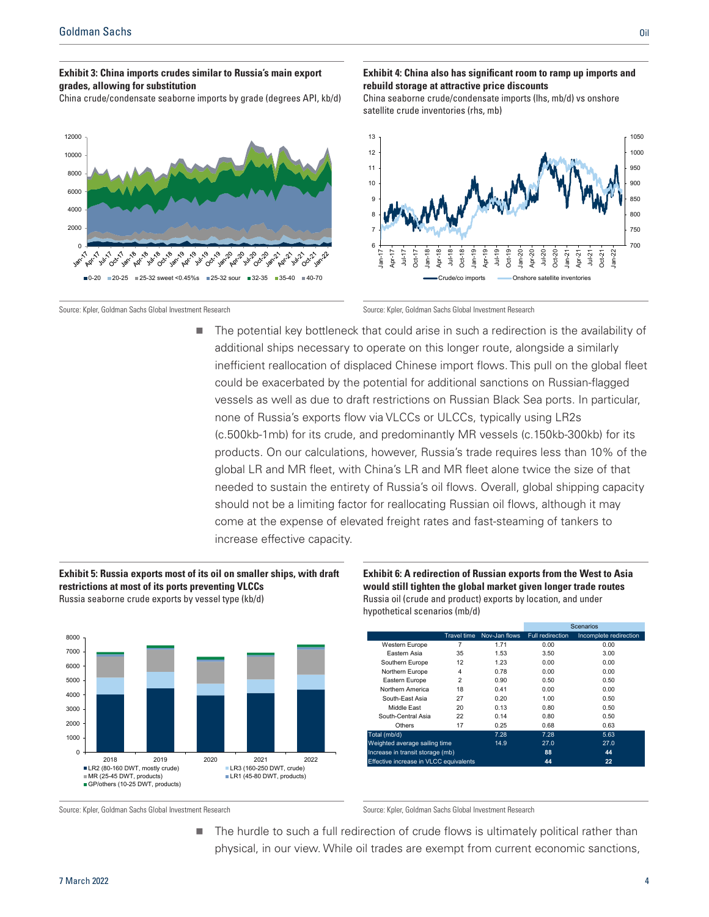**Exhibit 3: China imports crudes similar to Russia's main export grades, allowing for substitution**
China crude/condensate seaborne imports by grade (degrees API, kb/d)

Source: Kpler, Goldman Sachs Global Investment Research

**Exhibit 4: China also has significant room to ramp up imports and rebuild storage at attractive price discounts**
China seaborne crude/condensate imports (lhs, mb/d) vs onshore satellite crude inventories (rhs, mb)

Source: Kpler, Goldman Sachs Global Investment Research

- The potential key bottleneck that could arise in such a redirection is the availability of additional ships necessary to operate on this longer route, alongside a similarly inefficient reallocation of displaced Chinese import flows. This pull on the global fleet could be exacerbated by the potential for additional sanctions on Russian-flagged vessels as well as due to draft restrictions on Russian Black Sea ports. In particular, none of Russia's exports flow via VLCCs or ULCCs, typically using LR2s (c.500kb-1mb) for its crude, and predominantly MR vessels (c.150kb-300kb) for its products. On our calculations, however, Russia's trade requires less than 10% of the global LR and MR fleet, with China's LR and MR fleet alone twice the size of that needed to sustain the entirety of Russia's oil flows. Overall, global shipping capacity should not be a limiting factor for reallocating Russian oil flows, although it may come at the expense of elevated freight rates and fast-steaming of tankers to increase effective capacity.

**Exhibit 5: Russia exports most of its oil on smaller ships, with draft restrictions at most of its ports preventing VLCCs**
Russia seaborne crude exports by vessel type (kb/d)

Source: Kpler, Goldman Sachs Global Investment Research

**Exhibit 6: A redirection of Russian exports from the West to Asia would still tighten the global market given longer trade routes**
Russia oil (crude and product) exports by location, and under hypothetical scenarios (mb/d)

| | | | Scenarios | |
|---|---|---|---|---|
| | Travel time | Nov-Jan flows | Full redirection | Incomplete redirection |
| Western Europe | 7 | 1.71 | 0.00 | 0.00 |
| Eastern Asia | 35 | 1.53 | 3.50 | 3.00 |
| Southern Europe | 12 | 1.23 | 0.00 | 0.00 |
| Northern Europe | 4 | 0.78 | 0.00 | 0.00 |
| Eastern Europe | 2 | 0.90 | 0.50 | 0.50 |
| Northern America | 18 | 0.41 | 0.00 | 0.00 |
| South-East Asia | 27 | 0.20 | 1.00 | 0.50 |
| Middle East | 20 | 0.13 | 0.80 | 0.50 |
| South-Central Asia | 22 | 0.14 | 0.80 | 0.50 |
| Others | 17 | 0.25 | 0.68 | 0.63 |
| Total (mb/d) | | 7.28 | 7.28 | 5.63 |
| Weighted average sailing time | | 14.9 | 27.0 | 27.0 |
| Increase in transit storage (mb) | | | 88 | 44 |
| Effective increase in VLCC equivalents | | | 44 | 22 |

Source: Kpler, Goldman Sachs Global Investment Research

- The hurdle to such a full redirection of crude flows is ultimately political rather than physical, in our view. While oil trades are exempt from current economic sanctions,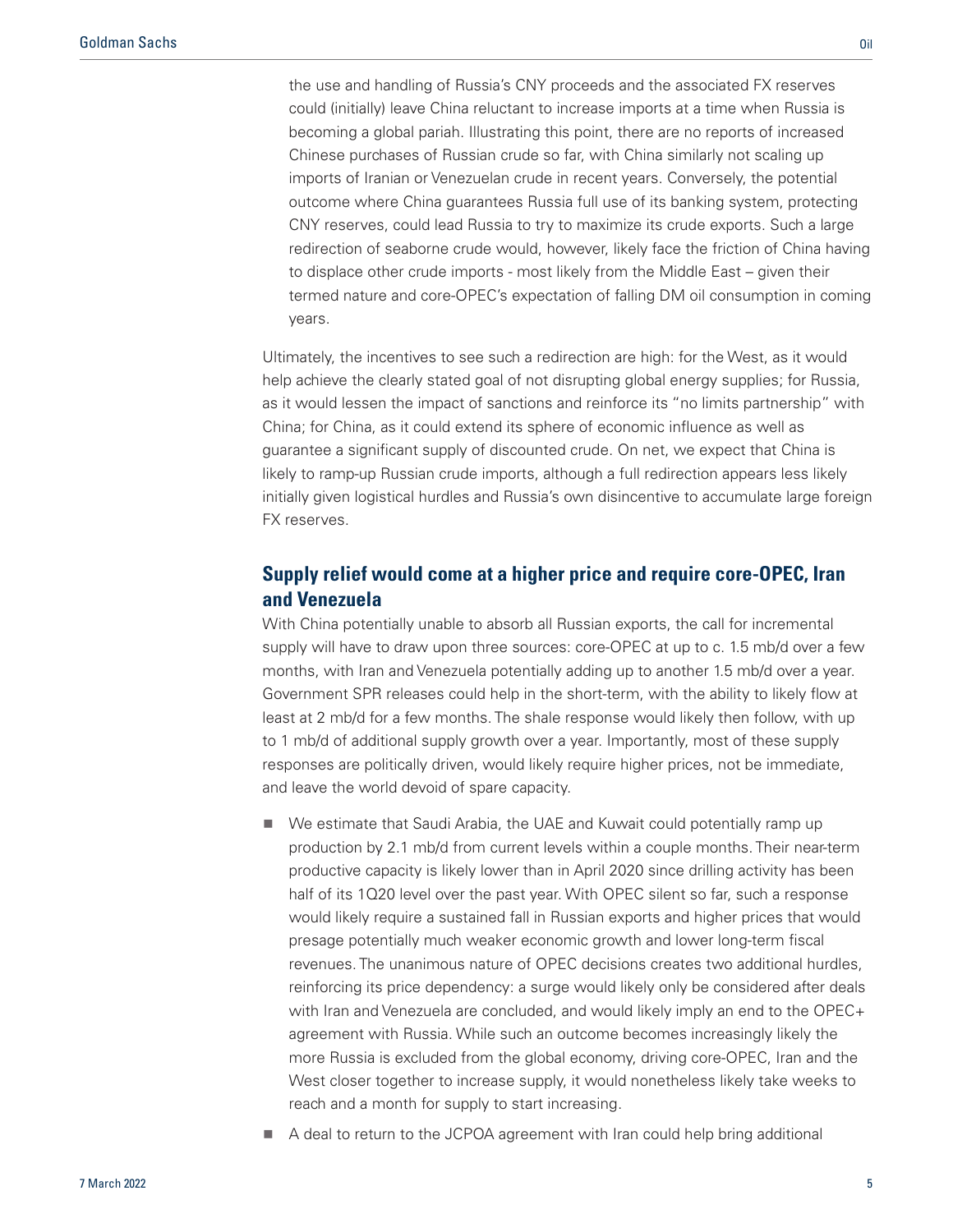the use and handling of Russia's CNY proceeds and the associated FX reserves could (initially) leave China reluctant to increase imports at a time when Russia is becoming a global pariah. Illustrating this point, there are no reports of increased Chinese purchases of Russian crude so far, with China similarly not scaling up imports of Iranian or Venezuelan crude in recent years. Conversely, the potential outcome where China guarantees Russia full use of its banking system, protecting CNY reserves, could lead Russia to try to maximize its crude exports. Such a large redirection of seaborne crude would, however, likely face the friction of China having to displace other crude imports - most likely from the Middle East – given their termed nature and core-OPEC's expectation of falling DM oil consumption in coming years.

Ultimately, the incentives to see such a redirection are high: for the West, as it would help achieve the clearly stated goal of not disrupting global energy supplies; for Russia, as it would lessen the impact of sanctions and reinforce its "no limits partnership" with China; for China, as it could extend its sphere of economic influence as well as guarantee a significant supply of discounted crude. On net, we expect that China is likely to ramp-up Russian crude imports, although a full redirection appears less likely initially given logistical hurdles and Russia's own disincentive to accumulate large foreign FX reserves.

## Supply relief would come at a higher price and require core-OPEC, Iran and Venezuela

With China potentially unable to absorb all Russian exports, the call for incremental supply will have to draw upon three sources: core-OPEC at up to c. 1.5 mb/d over a few months, with Iran and Venezuela potentially adding up to another 1.5 mb/d over a year. Government SPR releases could help in the short-term, with the ability to likely flow at least at 2 mb/d for a few months. The shale response would likely then follow, with up to 1 mb/d of additional supply growth over a year. Importantly, most of these supply responses are politically driven, would likely require higher prices, not be immediate, and leave the world devoid of spare capacity.

- We estimate that Saudi Arabia, the UAE and Kuwait could potentially ramp up production by 2.1 mb/d from current levels within a couple months. Their near-term productive capacity is likely lower than in April 2020 since drilling activity has been half of its 1Q20 level over the past year. With OPEC silent so far, such a response would likely require a sustained fall in Russian exports and higher prices that would presage potentially much weaker economic growth and lower long-term fiscal revenues. The unanimous nature of OPEC decisions creates two additional hurdles, reinforcing its price dependency: a surge would likely only be considered after deals with Iran and Venezuela are concluded, and would likely imply an end to the OPEC+ agreement with Russia. While such an outcome becomes increasingly likely the more Russia is excluded from the global economy, driving core-OPEC, Iran and the West closer together to increase supply, it would nonetheless likely take weeks to reach and a month for supply to start increasing.
- A deal to return to the JCPOA agreement with Iran could help bring additional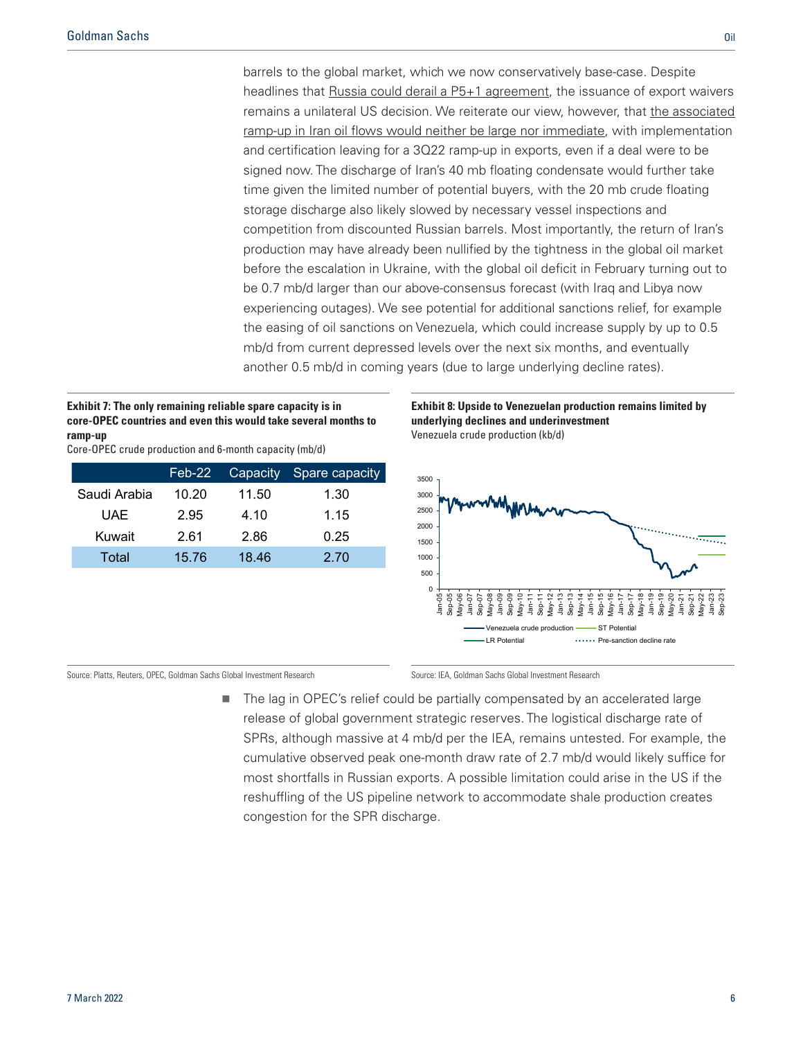barrels to the global market, which we now conservatively base-case. Despite headlines that Russia could derail a P5+1 agreement, the issuance of export waivers remains a unilateral US decision. We reiterate our view, however, that the associated ramp-up in Iran oil flows would neither be large nor immediate, with implementation and certification leaving for a 3Q22 ramp-up in exports, even if a deal were to be signed now. The discharge of Iran's 40 mb floating condensate would further take time given the limited number of potential buyers, with the 20 mb crude floating storage discharge also likely slowed by necessary vessel inspections and competition from discounted Russian barrels. Most importantly, the return of Iran's production may have already been nullified by the tightness in the global oil market before the escalation in Ukraine, with the global oil deficit in February turning out to be 0.7 mb/d larger than our above-consensus forecast (with Iraq and Libya now experiencing outages). We see potential for additional sanctions relief, for example the easing of oil sanctions on Venezuela, which could increase supply by up to 0.5 mb/d from current depressed levels over the next six months, and eventually another 0.5 mb/d in coming years (due to large underlying decline rates).

**Exhibit 7: The only remaining reliable spare capacity is in core-OPEC countries and even this would take several months to ramp-up**

Core-OPEC crude production and 6-month capacity (mb/d)

| | Feb-22 | Capacity | Spare capacity |
|---|---|---|---|
| Saudi Arabia | 10.20 | 11.50 | 1.30 |
| UAE | 2.95 | 4.10 | 1.15 |
| Kuwait | 2.61 | 2.86 | 0.25 |
| Total | 15.76 | 18.46 | 2.70 |

Source: Platts, Reuters, OPEC, Goldman Sachs Global Investment Research

**Exhibit 8: Upside to Venezuelan production remains limited by underlying declines and underinvestment**

Venezuela crude production (kb/d)

Source: IEA, Goldman Sachs Global Investment Research

- The lag in OPEC's relief could be partially compensated by an accelerated large release of global government strategic reserves. The logistical discharge rate of SPRs, although massive at 4 mb/d per the IEA, remains untested. For example, the cumulative observed peak one-month draw rate of 2.7 mb/d would likely suffice for most shortfalls in Russian exports. A possible limitation could arise in the US if the reshuffling of the US pipeline network to accommodate shale production creates congestion for the SPR discharge.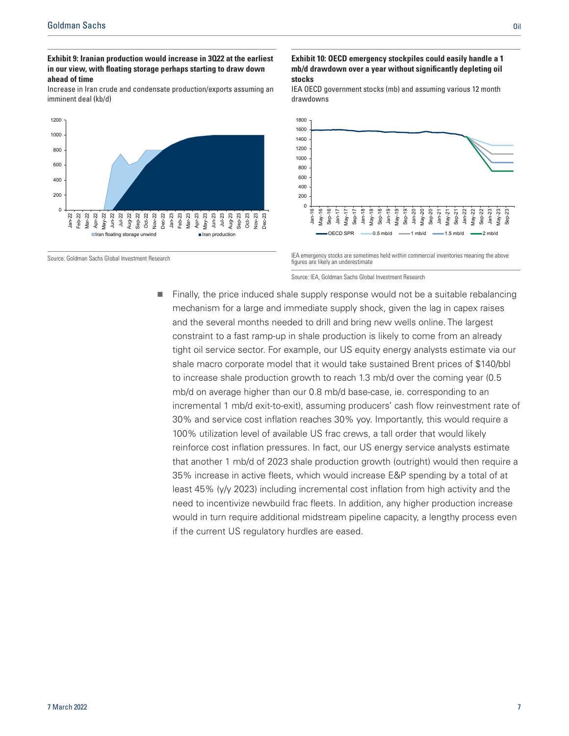**Exhibit 9: Iranian production would increase in 3Q22 at the earliest in our view, with floating storage perhaps starting to draw down ahead of time**

Increase in Iran crude and condensate production/exports assuming an imminent deal (kb/d)

Source: Goldman Sachs Global Investment Research

**Exhibit 10: OECD emergency stockpiles could easily handle a 1 mb/d drawdown over a year without significantly depleting oil stocks**

IEA OECD government stocks (mb) and assuming various 12 month drawdowns

IEA emergency stocks are sometimes held within commercial inventories meaning the above figures are likely an underestimate

Source: IEA, Goldman Sachs Global Investment Research

- Finally, the price induced shale supply response would not be a suitable rebalancing mechanism for a large and immediate supply shock, given the lag in capex raises and the several months needed to drill and bring new wells online. The largest constraint to a fast ramp-up in shale production is likely to come from an already tight oil service sector. For example, our US equity energy analysts estimate via our shale macro corporate model that it would take sustained Brent prices of $140/bbl to increase shale production growth to reach 1.3 mb/d over the coming year (0.5 mb/d on average higher than our 0.8 mb/d base-case, ie. corresponding to an incremental 1 mb/d exit-to-exit), assuming producers' cash flow reinvestment rate of 30% and service cost inflation reaches 30% yoy. Importantly, this would require a 100% utilization level of available US frac crews, a tall order that would likely reinforce cost inflation pressures. In fact, our US energy service analysts estimate that another 1 mb/d of 2023 shale production growth (outright) would then require a 35% increase in active fleets, which would increase E&P spending by a total of at least 45% (y/y 2023) including incremental cost inflation from high activity and the need to incentivize newbuild frac fleets. In addition, any higher production increase would in turn require additional midstream pipeline capacity, a lengthy process even if the current US regulatory hurdles are eased.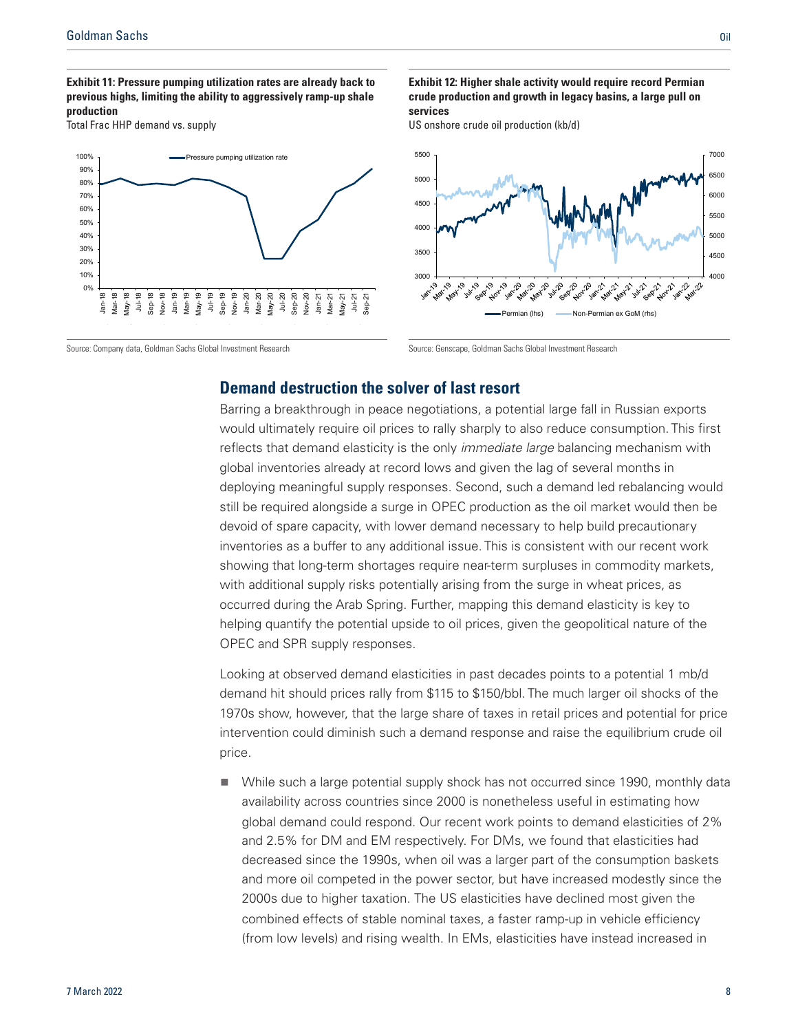**Exhibit 11: Pressure pumping utilization rates are already back to previous highs, limiting the ability to aggressively ramp-up shale production**

Total Frac HHP demand vs. supply

Source: Company data, Goldman Sachs Global Investment Research

**Exhibit 12: Higher shale activity would require record Permian crude production and growth in legacy basins, a large pull on services**

US onshore crude oil production (kb/d)

Source: Genscape, Goldman Sachs Global Investment Research

## Demand destruction the solver of last resort

Barring a breakthrough in peace negotiations, a potential large fall in Russian exports would ultimately require oil prices to rally sharply to also reduce consumption. This first reflects that demand elasticity is the only *immediate large* balancing mechanism with global inventories already at record lows and given the lag of several months in deploying meaningful supply responses. Second, such a demand led rebalancing would still be required alongside a surge in OPEC production as the oil market would then be devoid of spare capacity, with lower demand necessary to help build precautionary inventories as a buffer to any additional issue. This is consistent with our recent work showing that long-term shortages require near-term surpluses in commodity markets, with additional supply risks potentially arising from the surge in wheat prices, as occurred during the Arab Spring. Further, mapping this demand elasticity is key to helping quantify the potential upside to oil prices, given the geopolitical nature of the OPEC and SPR supply responses.

Looking at observed demand elasticities in past decades points to a potential 1 mb/d demand hit should prices rally from $115 to $150/bbl. The much larger oil shocks of the 1970s show, however, that the large share of taxes in retail prices and potential for price intervention could diminish such a demand response and raise the equilibrium crude oil price.

- While such a large potential supply shock has not occurred since 1990, monthly data availability across countries since 2000 is nonetheless useful in estimating how global demand could respond. Our recent work points to demand elasticities of 2% and 2.5% for DM and EM respectively. For DMs, we found that elasticities had decreased since the 1990s, when oil was a larger part of the consumption baskets and more oil competed in the power sector, but have increased modestly since the 2000s due to higher taxation. The US elasticities have declined most given the combined effects of stable nominal taxes, a faster ramp-up in vehicle efficiency (from low levels) and rising wealth. In EMs, elasticities have instead increased in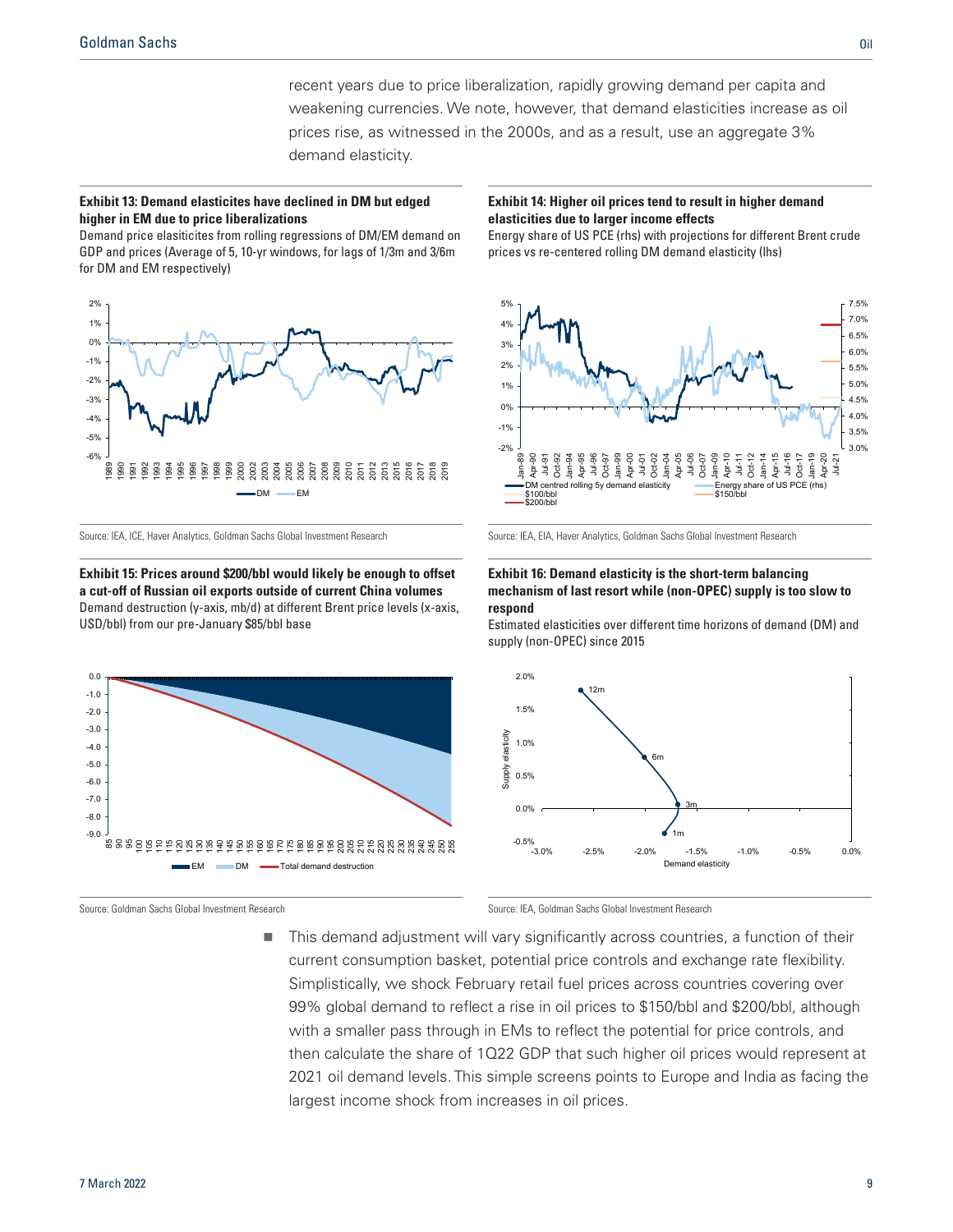recent years due to price liberalization, rapidly growing demand per capita and weakening currencies. We note, however, that demand elasticities increase as oil prices rise, as witnessed in the 2000s, and as a result, use an aggregate 3% demand elasticity.

**Exhibit 13: Demand elasticites have declined in DM but edged higher in EM due to price liberalizations**

Demand price elasiticites from rolling regressions of DM/EM demand on GDP and prices (Average of 5, 10-yr windows, for lags of 1/3m and 3/6m for DM and EM respectively)

Source: IEA, ICE, Haver Analytics, Goldman Sachs Global Investment Research

**Exhibit 14: Higher oil prices tend to result in higher demand elasticities due to larger income effects**

Energy share of US PCE (rhs) with projections for different Brent crude prices vs re-centered rolling DM demand elasticity (lhs)

Source: IEA, EIA, Haver Analytics, Goldman Sachs Global Investment Research

**Exhibit 15: Prices around $200/bbl would likely be enough to offset a cut-off of Russian oil exports outside of current China volumes**

Demand destruction (y-axis, mb/d) at different Brent price levels (x-axis, USD/bbl) from our pre-January $85/bbl base

Source: Goldman Sachs Global Investment Research

**Exhibit 16: Demand elasticity is the short-term balancing mechanism of last resort while (non-OPEC) supply is too slow to respond**

Estimated elasticities over different time horizons of demand (DM) and supply (non-OPEC) since 2015

Source: IEA, Goldman Sachs Global Investment Research

- This demand adjustment will vary significantly across countries, a function of their current consumption basket, potential price controls and exchange rate flexibility. Simplistically, we shock February retail fuel prices across countries covering over 99% global demand to reflect a rise in oil prices to $150/bbl and $200/bbl, although with a smaller pass through in EMs to reflect the potential for price controls, and then calculate the share of 1Q22 GDP that such higher oil prices would represent at 2021 oil demand levels. This simple screens points to Europe and India as facing the largest income shock from increases in oil prices.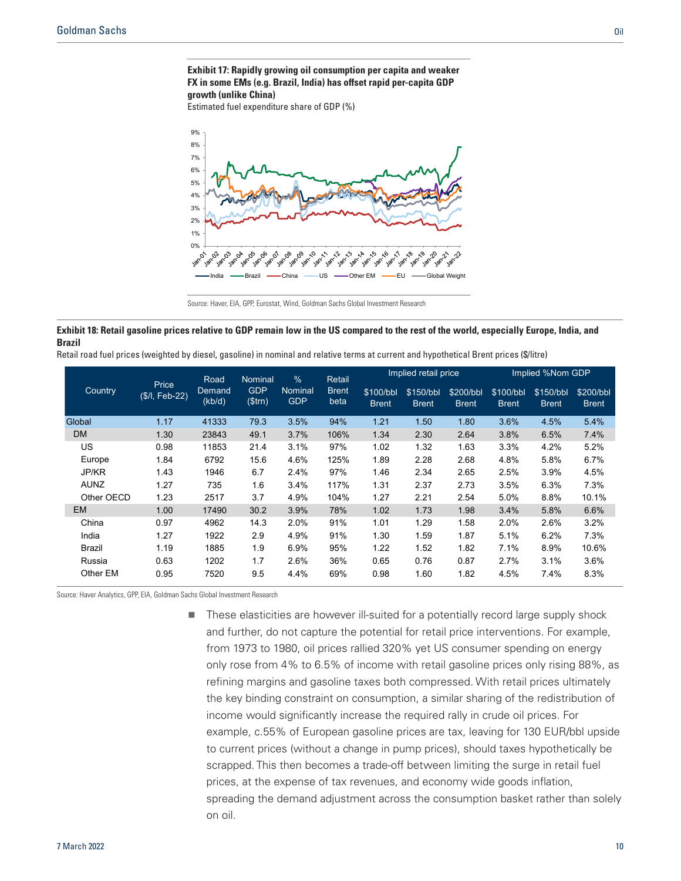**Exhibit 17: Rapidly growing oil consumption per capita and weaker FX in some EMs (e.g. Brazil, India) has offset rapid per-capita GDP growth (unlike China)**

Estimated fuel expenditure share of GDP (%)

Source: Haver, EIA, GPP, Eurostat, Wind, Goldman Sachs Global Investment Research

**Exhibit 18: Retail gasoline prices relative to GDP remain low in the US compared to the rest of the world, especially Europe, India, and Brazil**

Retail road fuel prices (weighted by diesel, gasoline) in nominal and relative terms at current and hypothetical Brent prices ($/litre)

| Country | Price ($/l, Feb-22) | Road Demand (kb/d) | Nominal GDP ($trn) | % Nominal GDP | Retail Brent beta | Implied retail price | | | Implied %Nom GDP | | |
|---|---|---|---|---|---|---|---|---|---|---|---|
| | | | | | | $100/bbl Brent | $150/bbl Brent | $200/bbl Brent | $100/bbl Brent | $150/bbl Brent | $200/bbl Brent |
| Global | 1.17 | 41333 | 79.3 | 3.5% | 94% | 1.21 | 1.50 | 1.80 | 3.6% | 4.5% | 5.4% |
| DM | 1.30 | 23843 | 49.1 | 3.7% | 106% | 1.34 | 2.30 | 2.64 | 3.8% | 6.5% | 7.4% |
| US | 0.98 | 11853 | 21.4 | 3.1% | 97% | 1.02 | 1.32 | 1.63 | 3.3% | 4.2% | 5.2% |
| Europe | 1.84 | 6792 | 15.6 | 4.6% | 125% | 1.89 | 2.28 | 2.68 | 4.8% | 5.8% | 6.7% |
| JP/KR | 1.43 | 1946 | 6.7 | 2.4% | 97% | 1.46 | 2.34 | 2.65 | 2.5% | 3.9% | 4.5% |
| AUNZ | 1.27 | 735 | 1.6 | 3.4% | 117% | 1.31 | 2.37 | 2.73 | 3.5% | 6.3% | 7.3% |
| Other OECD | 1.23 | 2517 | 3.7 | 4.9% | 104% | 1.27 | 2.21 | 2.54 | 5.0% | 8.8% | 10.1% |
| EM | 1.00 | 17490 | 30.2 | 3.9% | 78% | 1.02 | 1.73 | 1.98 | 3.4% | 5.8% | 6.6% |
| China | 0.97 | 4962 | 14.3 | 2.0% | 91% | 1.01 | 1.29 | 1.58 | 2.0% | 2.6% | 3.2% |
| India | 1.27 | 1922 | 2.9 | 4.9% | 91% | 1.30 | 1.59 | 1.87 | 5.1% | 6.2% | 7.3% |
| Brazil | 1.19 | 1885 | 1.9 | 6.9% | 95% | 1.22 | 1.52 | 1.82 | 7.1% | 8.9% | 10.6% |
| Russia | 0.63 | 1202 | 1.7 | 2.6% | 36% | 0.65 | 0.76 | 0.87 | 2.7% | 3.1% | 3.6% |
| Other EM | 0.95 | 7520 | 9.5 | 4.4% | 69% | 0.98 | 1.60 | 1.82 | 4.5% | 7.4% | 8.3% |

Source: Haver Analytics, GPP, EIA, Goldman Sachs Global Investment Research

- These elasticities are however ill-suited for a potentially record large supply shock and further, do not capture the potential for retail price interventions. For example, from 1973 to 1980, oil prices rallied 320% yet US consumer spending on energy only rose from 4% to 6.5% of income with retail gasoline prices only rising 88%, as refining margins and gasoline taxes both compressed. With retail prices ultimately the key binding constraint on consumption, a similar sharing of the redistribution of income would significantly increase the required rally in crude oil prices. For example, c.55% of European gasoline prices are tax, leaving for 130 EUR/bbl upside to current prices (without a change in pump prices), should taxes hypothetically be scrapped. This then becomes a trade-off between limiting the surge in retail fuel prices, at the expense of tax revenues, and economy wide goods inflation, spreading the demand adjustment across the consumption basket rather than solely on oil.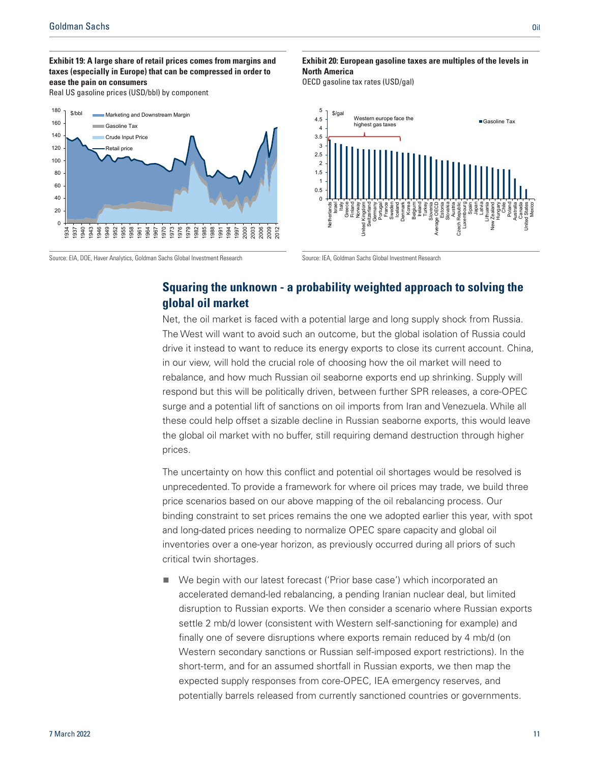**Exhibit 19: A large share of retail prices comes from margins and taxes (especially in Europe) that can be compressed in order to ease the pain on consumers**

Real US gasoline prices (USD/bbl) by component

Source: EIA, DOE, Haver Analytics, Goldman Sachs Global Investment Research

**Exhibit 20: European gasoline taxes are multiples of the levels in North America**

OECD gasoline tax rates (USD/gal)

Source: IEA, Goldman Sachs Global Investment Research

## Squaring the unknown - a probability weighted approach to solving the global oil market

Net, the oil market is faced with a potential large and long supply shock from Russia. The West will want to avoid such an outcome, but the global isolation of Russia could drive it instead to want to reduce its energy exports to close its current account. China, in our view, will hold the crucial role of choosing how the oil market will need to rebalance, and how much Russian oil seaborne exports end up shrinking. Supply will respond but this will be politically driven, between further SPR releases, a core-OPEC surge and a potential lift of sanctions on oil imports from Iran and Venezuela. While all these could help offset a sizable decline in Russian seaborne exports, this would leave the global oil market with no buffer, still requiring demand destruction through higher prices.

The uncertainty on how this conflict and potential oil shortages would be resolved is unprecedented. To provide a framework for where oil prices may trade, we build three price scenarios based on our above mapping of the oil rebalancing process. Our binding constraint to set prices remains the one we adopted earlier this year, with spot and long-dated prices needing to normalize OPEC spare capacity and global oil inventories over a one-year horizon, as previously occurred during all priors of such critical twin shortages.

- We begin with our latest forecast ('Prior base case') which incorporated an accelerated demand-led rebalancing, a pending Iranian nuclear deal, but limited disruption to Russian exports. We then consider a scenario where Russian exports settle 2 mb/d lower (consistent with Western self-sanctioning for example) and finally one of severe disruptions where exports remain reduced by 4 mb/d (on Western secondary sanctions or Russian self-imposed export restrictions). In the short-term, and for an assumed shortfall in Russian exports, we then map the expected supply responses from core-OPEC, IEA emergency reserves, and potentially barrels released from currently sanctioned countries or governments.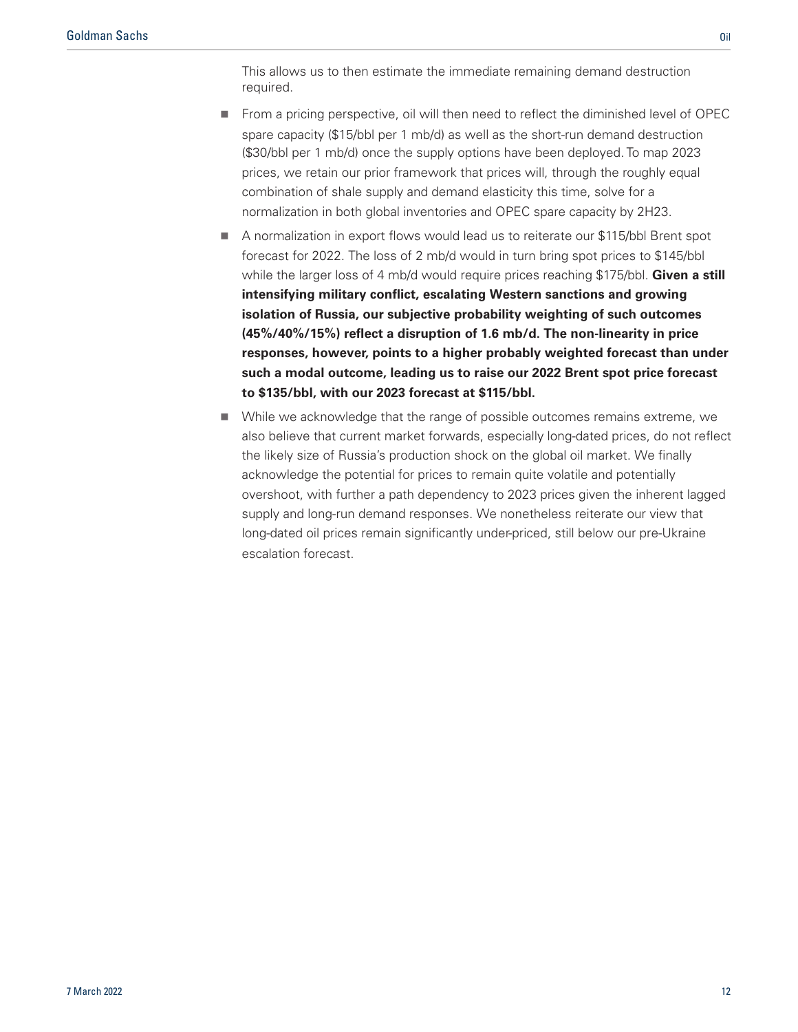This allows us to then estimate the immediate remaining demand destruction required.

- From a pricing perspective, oil will then need to reflect the diminished level of OPEC spare capacity ($15/bbl per 1 mb/d) as well as the short-run demand destruction ($30/bbl per 1 mb/d) once the supply options have been deployed. To map 2023 prices, we retain our prior framework that prices will, through the roughly equal combination of shale supply and demand elasticity this time, solve for a normalization in both global inventories and OPEC spare capacity by 2H23.
- A normalization in export flows would lead us to reiterate our $115/bbl Brent spot forecast for 2022. The loss of 2 mb/d would in turn bring spot prices to $145/bbl while the larger loss of 4 mb/d would require prices reaching $175/bbl. **Given a still intensifying military conflict, escalating Western sanctions and growing isolation of Russia, our subjective probability weighting of such outcomes (45%/40%/15%) reflect a disruption of 1.6 mb/d. The non-linearity in price responses, however, points to a higher probably weighted forecast than under such a modal outcome, leading us to raise our 2022 Brent spot price forecast to $135/bbl, with our 2023 forecast at $115/bbl.**
- While we acknowledge that the range of possible outcomes remains extreme, we also believe that current market forwards, especially long-dated prices, do not reflect the likely size of Russia's production shock on the global oil market. We finally acknowledge the potential for prices to remain quite volatile and potentially overshoot, with further a path dependency to 2023 prices given the inherent lagged supply and long-run demand responses. We nonetheless reiterate our view that long-dated oil prices remain significantly under-priced, still below our pre-Ukraine escalation forecast.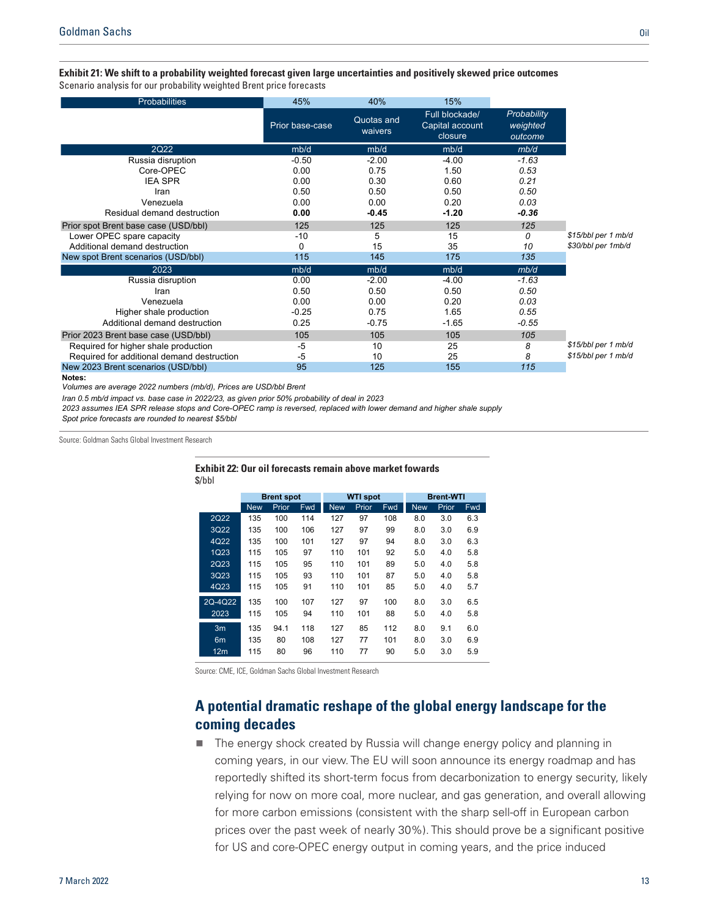**Exhibit 21: We shift to a probability weighted forecast given large uncertainties and positively skewed price outcomes**

Scenario analysis for our probability weighted Brent price forecasts

| Probabilities | 45% | 40% | 15% | | |
|---|---|---|---|---|---|
| | Prior base-case | Quotas and waivers | Full blockade/ Capital account closure | *Probability weighted outcome* | |
| **2Q22** | mb/d | mb/d | mb/d | *mb/d* | |
| Russia disruption | -0.50 | -2.00 | -4.00 | *-1.63* | |
| Core-OPEC | 0.00 | 0.75 | 1.50 | *0.53* | |
| IEA SPR | 0.00 | 0.30 | 0.60 | *0.21* | |
| Iran | 0.50 | 0.50 | 0.50 | *0.50* | |
| Venezuela | 0.00 | 0.00 | 0.20 | *0.03* | |
| Residual demand destruction | **0.00** | **-0.45** | **-1.20** | ***-0.36*** | |
| Prior spot Brent base case (USD/bbl) | 125 | 125 | 125 | *125* | |
| Lower OPEC spare capacity | -10 | 5 | 15 | *0* | *$15/bbl per 1 mb/d* |
| Additional demand destruction | 0 | 15 | 35 | *10* | *$30/bbl per 1mb/d* |
| New spot Brent scenarios (USD/bbl) | 115 | 145 | 175 | *135* | |
| **2023** | mb/d | mb/d | mb/d | *mb/d* | |
| Russia disruption | 0.00 | -2.00 | -4.00 | *-1.63* | |
| Iran | 0.50 | 0.50 | 0.50 | *0.50* | |
| Venezuela | 0.00 | 0.00 | 0.20 | *0.03* | |
| Higher shale production | -0.25 | 0.75 | 1.65 | *0.55* | |
| Additional demand destruction | 0.25 | -0.75 | -1.65 | *-0.55* | |
| Prior 2023 Brent base case (USD/bbl) | 105 | 105 | 105 | *105* | |
| Required for higher shale production | -5 | 10 | 25 | *8* | *$15/bbl per 1 mb/d* |
| Required for additional demand destruction | -5 | 10 | 25 | *8* | *$15/bbl per 1 mb/d* |
| New 2023 Brent scenarios (USD/bbl) | 95 | 125 | 155 | *115* | |

**Notes:**

*Volumes are average 2022 numbers (mb/d), Prices are USD/bbl Brent*

*Iran 0.5 mb/d impact vs. base case in 2022/23, as given prior 50% probability of deal in 2023*

*2023 assumes IEA SPR release stops and Core-OPEC ramp is reversed, replaced with lower demand and higher shale supply*

*Spot price forecasts are rounded to nearest $5/bbl*

Source: Goldman Sachs Global Investment Research

**Exhibit 22: Our oil forecasts remain above market fowards**

$/bbl

| | Brent spot | | | WTI spot | | | Brent-WTI | | |
|---|---|---|---|---|---|---|---|---|---|
| | New | Prior | Fwd | New | Prior | Fwd | New | Prior | Fwd |
| 2Q22 | 135 | 100 | 114 | 127 | 97 | 108 | 8.0 | 3.0 | 6.3 |
| 3Q22 | 135 | 100 | 106 | 127 | 97 | 99 | 8.0 | 3.0 | 6.9 |
| 4Q22 | 135 | 100 | 101 | 127 | 97 | 94 | 8.0 | 3.0 | 6.3 |
| 1Q23 | 115 | 105 | 97 | 110 | 101 | 92 | 5.0 | 4.0 | 5.8 |
| 2Q23 | 115 | 105 | 95 | 110 | 101 | 89 | 5.0 | 4.0 | 5.8 |
| 3Q23 | 115 | 105 | 93 | 110 | 101 | 87 | 5.0 | 4.0 | 5.8 |
| 4Q23 | 115 | 105 | 91 | 110 | 101 | 85 | 5.0 | 4.0 | 5.7 |
| 2Q-4Q22 | 135 | 100 | 107 | 127 | 97 | 100 | 8.0 | 3.0 | 6.5 |
| 2023 | 115 | 105 | 94 | 110 | 101 | 88 | 5.0 | 4.0 | 5.8 |
| 3m | 135 | 94.1 | 118 | 127 | 85 | 112 | 8.0 | 9.1 | 6.0 |
| 6m | 135 | 80 | 108 | 127 | 77 | 101 | 8.0 | 3.0 | 6.9 |
| 12m | 115 | 80 | 96 | 110 | 77 | 90 | 5.0 | 3.0 | 5.9 |

Source: CME, ICE, Goldman Sachs Global Investment Research

## A potential dramatic reshape of the global energy landscape for the coming decades

- The energy shock created by Russia will change energy policy and planning in coming years, in our view. The EU will soon announce its energy roadmap and has reportedly shifted its short-term focus from decarbonization to energy security, likely relying for now on more coal, more nuclear, and gas generation, and overall allowing for more carbon emissions (consistent with the sharp sell-off in European carbon prices over the past week of nearly 30%). This should prove be a significant positive for US and core-OPEC energy output in coming years, and the price induced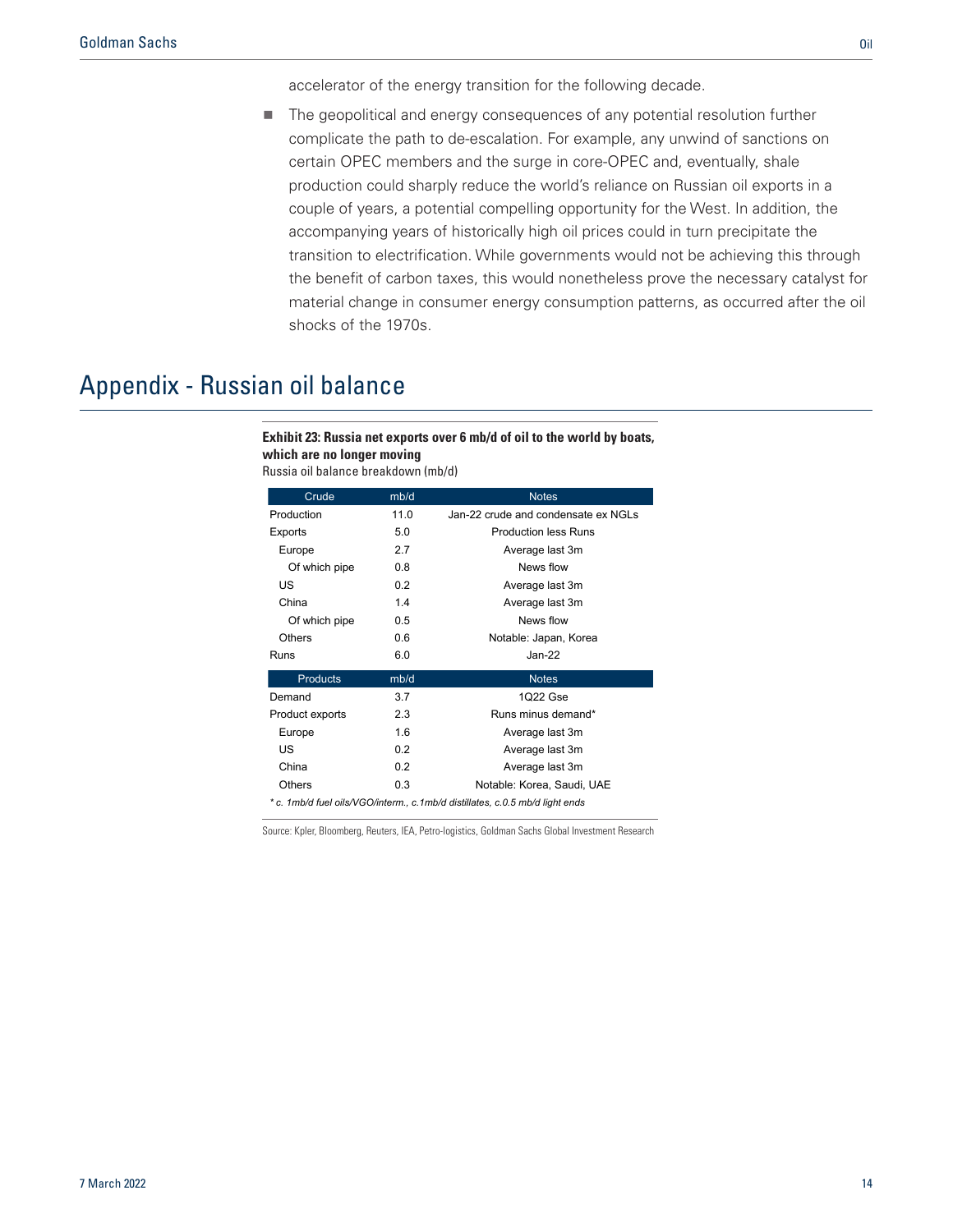accelerator of the energy transition for the following decade.

- The geopolitical and energy consequences of any potential resolution further complicate the path to de-escalation. For example, any unwind of sanctions on certain OPEC members and the surge in core-OPEC and, eventually, shale production could sharply reduce the world's reliance on Russian oil exports in a couple of years, a potential compelling opportunity for the West. In addition, the accompanying years of historically high oil prices could in turn precipitate the transition to electrification. While governments would not be achieving this through the benefit of carbon taxes, this would nonetheless prove the necessary catalyst for material change in consumer energy consumption patterns, as occurred after the oil shocks of the 1970s.

# Appendix - Russian oil balance

**Exhibit 23: Russia net exports over 6 mb/d of oil to the world by boats, which are no longer moving**

Russia oil balance breakdown (mb/d)

| Crude | mb/d | Notes |
|---|---|---|
| Production | 11.0 | Jan-22 crude and condensate ex NGLs |
| Exports | 5.0 | Production less Runs |
| Europe | 2.7 | Average last 3m |
| Of which pipe | 0.8 | News flow |
| US | 0.2 | Average last 3m |
| China | 1.4 | Average last 3m |
| Of which pipe | 0.5 | News flow |
| Others | 0.6 | Notable: Japan, Korea |
| Runs | 6.0 | Jan-22 |
| **Products** | **mb/d** | **Notes** |
| Demand | 3.7 | 1Q22 Gse |
| Product exports | 2.3 | Runs minus demand* |
| Europe | 1.6 | Average last 3m |
| US | 0.2 | Average last 3m |
| China | 0.2 | Average last 3m |
| Others | 0.3 | Notable: Korea, Saudi, UAE |

*\* c. 1mb/d fuel oils/VGO/interm., c.1mb/d distillates, c.0.5 mb/d light ends*

Source: Kpler, Bloomberg, Reuters, IEA, Petro-logistics, Goldman Sachs Global Investment Research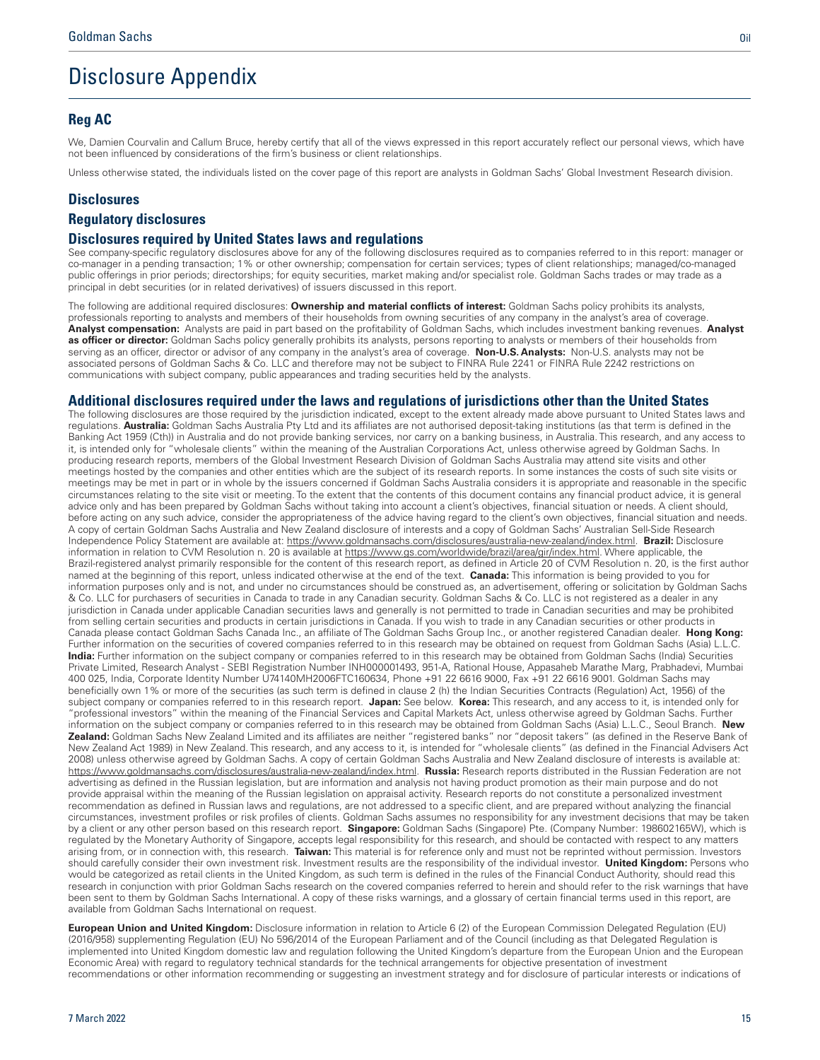# Disclosure Appendix

## Reg AC

We, Damien Courvalin and Callum Bruce, hereby certify that all of the views expressed in this report accurately reflect our personal views, which have not been influenced by considerations of the firm's business or client relationships.

Unless otherwise stated, the individuals listed on the cover page of this report are analysts in Goldman Sachs' Global Investment Research division.

## Disclosures

### Regulatory disclosures

### Disclosures required by United States laws and regulations

See company-specific regulatory disclosures above for any of the following disclosures required as to companies referred to in this report: manager or co-manager in a pending transaction; 1% or other ownership; compensation for certain services; types of client relationships; managed/co-managed public offerings in prior periods; directorships; for equity securities, market making and/or specialist role. Goldman Sachs trades or may trade as a principal in debt securities (or in related derivatives) of issuers discussed in this report.

The following are additional required disclosures: **Ownership and material conflicts of interest:** Goldman Sachs policy prohibits its analysts, professionals reporting to analysts and members of their households from owning securities of any company in the analyst's area of coverage. **Analyst compensation:** Analysts are paid in part based on the profitability of Goldman Sachs, which includes investment banking revenues. **Analyst as officer or director:** Goldman Sachs policy generally prohibits its analysts, persons reporting to analysts or members of their households from serving as an officer, director or advisor of any company in the analyst's area of coverage. **Non-U.S. Analysts:** Non-U.S. analysts may not be associated persons of Goldman Sachs & Co. LLC and therefore may not be subject to FINRA Rule 2241 or FINRA Rule 2242 restrictions on communications with subject company, public appearances and trading securities held by the analysts.

### Additional disclosures required under the laws and regulations of jurisdictions other than the United States

The following disclosures are those required by the jurisdiction indicated, except to the extent already made above pursuant to United States laws and regulations. **Australia:** Goldman Sachs Australia Pty Ltd and its affiliates are not authorised deposit-taking institutions (as that term is defined in the Banking Act 1959 (Cth)) in Australia and do not provide banking services, nor carry on a banking business, in Australia. This research, and any access to it, is intended only for "wholesale clients" within the meaning of the Australian Corporations Act, unless otherwise agreed by Goldman Sachs. In producing research reports, members of the Global Investment Research Division of Goldman Sachs Australia may attend site visits and other meetings hosted by the companies and other entities which are the subject of its research reports. In some instances the costs of such site visits or meetings may be met in part or in whole by the issuers concerned if Goldman Sachs Australia considers it is appropriate and reasonable in the specific circumstances relating to the site visit or meeting. To the extent that the contents of this document contains any financial product advice, it is general advice only and has been prepared by Goldman Sachs without taking into account a client's objectives, financial situation or needs. A client should, before acting on any such advice, consider the appropriateness of the advice having regard to the client's own objectives, financial situation and needs. A copy of certain Goldman Sachs Australia and New Zealand disclosure of interests and a copy of Goldman Sachs' Australian Sell-Side Research Independence Policy Statement are available at: https://www.goldmansachs.com/disclosures/australia-new-zealand/index.html. **Brazil:** Disclosure information in relation to CVM Resolution n. 20 is available at https://www.gs.com/worldwide/brazil/area/gir/index.html. Where applicable, the Brazil-registered analyst primarily responsible for the content of this research report, as defined in Article 20 of CVM Resolution n. 20, is the first author named at the beginning of this report, unless indicated otherwise at the end of the text. **Canada:** This information is being provided to you for information purposes only and is not, and under no circumstances should be construed as, an advertisement, offering or solicitation by Goldman Sachs & Co. LLC for purchasers of securities in Canada to trade in any Canadian security. Goldman Sachs & Co. LLC is not registered as a dealer in any jurisdiction in Canada under applicable Canadian securities laws and generally is not permitted to trade in Canadian securities and may be prohibited from selling certain securities and products in certain jurisdictions in Canada. If you wish to trade in any Canadian securities or other products in Canada please contact Goldman Sachs Canada Inc., an affiliate of The Goldman Sachs Group Inc., or another registered Canadian dealer. **Hong Kong:** Further information on the securities of covered companies referred to in this research may be obtained on request from Goldman Sachs (Asia) L.L.C. **India:** Further information on the subject company or companies referred to in this research may be obtained from Goldman Sachs (India) Securities Private Limited, Research Analyst - SEBI Registration Number INH000001493, 951-A, Rational House, Appasaheb Marathe Marg, Prabhadevi, Mumbai 400 025, India, Corporate Identity Number U74140MH2006FTC160634, Phone +91 22 6616 9000, Fax +91 22 6616 9001. Goldman Sachs may beneficially own 1% or more of the securities (as such term is defined in clause 2 (h) the Indian Securities Contracts (Regulation) Act, 1956) of the subject company or companies referred to in this research report. **Japan:** See below. **Korea:** This research, and any access to it, is intended only for "professional investors" within the meaning of the Financial Services and Capital Markets Act, unless otherwise agreed by Goldman Sachs. Further information on the subject company or companies referred to in this research may be obtained from Goldman Sachs (Asia) L.L.C., Seoul Branch. **New Zealand:** Goldman Sachs New Zealand Limited and its affiliates are neither "registered banks" nor "deposit takers" (as defined in the Reserve Bank of New Zealand Act 1989) in New Zealand. This research, and any access to it, is intended for "wholesale clients" (as defined in the Financial Advisers Act 2008) unless otherwise agreed by Goldman Sachs. A copy of certain Goldman Sachs Australia and New Zealand disclosure of interests is available at: https://www.goldmansachs.com/disclosures/australia-new-zealand/index.html. **Russia:** Research reports distributed in the Russian Federation are not advertising as defined in the Russian legislation, but are information and analysis not having product promotion as their main purpose and do not provide appraisal within the meaning of the Russian legislation on appraisal activity. Research reports do not constitute a personalized investment recommendation as defined in Russian laws and regulations, are not addressed to a specific client, and are prepared without analyzing the financial circumstances, investment profiles or risk profiles of clients. Goldman Sachs assumes no responsibility for any investment decisions that may be taken by a client or any other person based on this research report. **Singapore:** Goldman Sachs (Singapore) Pte. (Company Number: 198602165W), which is regulated by the Monetary Authority of Singapore, accepts legal responsibility for this research, and should be contacted with respect to any matters arising from, or in connection with, this research. **Taiwan:** This material is for reference only and must not be reprinted without permission. Investors should carefully consider their own investment risk. Investment results are the responsibility of the individual investor. **United Kingdom:** Persons who would be categorized as retail clients in the United Kingdom, as such term is defined in the rules of the Financial Conduct Authority, should read this research in conjunction with prior Goldman Sachs research on the covered companies referred to herein and should refer to the risk warnings that have been sent to them by Goldman Sachs International. A copy of these risks warnings, and a glossary of certain financial terms used in this report, are available from Goldman Sachs International on request.

**European Union and United Kingdom:** Disclosure information in relation to Article 6 (2) of the European Commission Delegated Regulation (EU) (2016/958) supplementing Regulation (EU) No 596/2014 of the European Parliament and of the Council (including as that Delegated Regulation is implemented into United Kingdom domestic law and regulation following the United Kingdom's departure from the European Union and the European Economic Area) with regard to regulatory technical standards for the technical arrangements for objective presentation of investment recommendations or other information recommending or suggesting an investment strategy and for disclosure of particular interests or indications of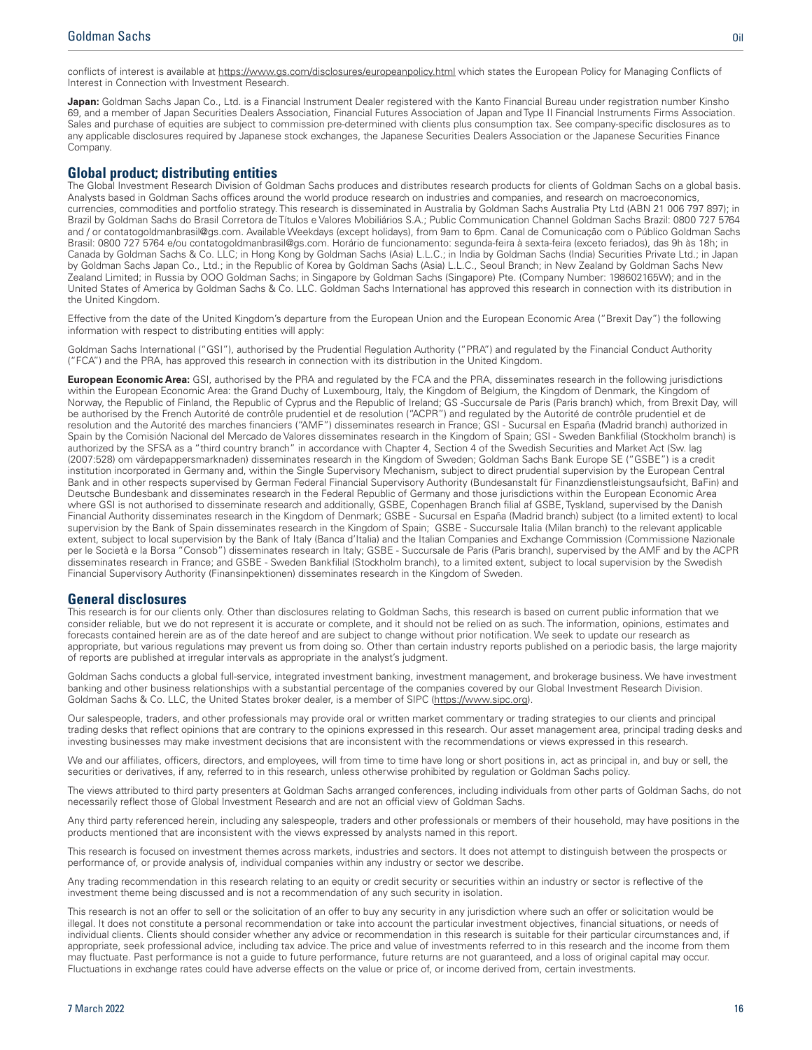conflicts of interest is available at https://www.gs.com/disclosures/europeanpolicy.html which states the European Policy for Managing Conflicts of Interest in Connection with Investment Research.

**Japan:** Goldman Sachs Japan Co., Ltd. is a Financial Instrument Dealer registered with the Kanto Financial Bureau under registration number Kinsho 69, and a member of Japan Securities Dealers Association, Financial Futures Association of Japan and Type II Financial Instruments Firms Association. Sales and purchase of equities are subject to commission pre-determined with clients plus consumption tax. See company-specific disclosures as to any applicable disclosures required by Japanese stock exchanges, the Japanese Securities Dealers Association or the Japanese Securities Finance Company.

## Global product; distributing entities

The Global Investment Research Division of Goldman Sachs produces and distributes research products for clients of Goldman Sachs on a global basis. Analysts based in Goldman Sachs offices around the world produce research on industries and companies, and research on macroeconomics, currencies, commodities and portfolio strategy. This research is disseminated in Australia by Goldman Sachs Australia Pty Ltd (ABN 21 006 797 897); in Brazil by Goldman Sachs do Brasil Corretora de Títulos e Valores Mobiliários S.A.; Public Communication Channel Goldman Sachs Brazil: 0800 727 5764 and / or contatogoldmanbrasil@gs.com. Available Weekdays (except holidays), from 9am to 6pm. Canal de Comunicação com o Público Goldman Sachs Brasil: 0800 727 5764 e/ou contatogoldmanbrasil@gs.com. Horário de funcionamento: segunda-feira à sexta-feira (exceto feriados), das 9h às 18h; in Canada by Goldman Sachs & Co. LLC; in Hong Kong by Goldman Sachs (Asia) L.L.C.; in India by Goldman Sachs (India) Securities Private Ltd.; in Japan by Goldman Sachs Japan Co., Ltd.; in the Republic of Korea by Goldman Sachs (Asia) L.L.C., Seoul Branch; in New Zealand by Goldman Sachs New Zealand Limited; in Russia by OOO Goldman Sachs; in Singapore by Goldman Sachs (Singapore) Pte. (Company Number: 198602165W); and in the United States of America by Goldman Sachs & Co. LLC. Goldman Sachs International has approved this research in connection with its distribution in the United Kingdom.

Effective from the date of the United Kingdom's departure from the European Union and the European Economic Area ("Brexit Day") the following information with respect to distributing entities will apply:

Goldman Sachs International ("GSI"), authorised by the Prudential Regulation Authority ("PRA") and regulated by the Financial Conduct Authority ("FCA") and the PRA, has approved this research in connection with its distribution in the United Kingdom.

**European Economic Area:** GSI, authorised by the PRA and regulated by the FCA and the PRA, disseminates research in the following jurisdictions within the European Economic Area: the Grand Duchy of Luxembourg, Italy, the Kingdom of Belgium, the Kingdom of Denmark, the Kingdom of Norway, the Republic of Finland, the Republic of Cyprus and the Republic of Ireland; GS -Succursale de Paris (Paris branch) which, from Brexit Day, will be authorised by the French Autorité de contrôle prudentiel et de resolution ("ACPR") and regulated by the Autorité de contrôle prudentiel et de resolution and the Autorité des marches financiers ("AMF") disseminates research in France; GSI - Sucursal en España (Madrid branch) authorized in Spain by the Comisión Nacional del Mercado de Valores disseminates research in the Kingdom of Spain; GSI - Sweden Bankfilial (Stockholm branch) is authorized by the SFSA as a "third country branch" in accordance with Chapter 4, Section 4 of the Swedish Securities and Market Act (Sw. lag (2007:528) om värdepappersmarknaden) disseminates research in the Kingdom of Sweden; Goldman Sachs Bank Europe SE ("GSBE") is a credit institution incorporated in Germany and, within the Single Supervisory Mechanism, subject to direct prudential supervision by the European Central Bank and in other respects supervised by German Federal Financial Supervisory Authority (Bundesanstalt für Finanzdienstleistungsaufsicht, BaFin) and Deutsche Bundesbank and disseminates research in the Federal Republic of Germany and those jurisdictions within the European Economic Area where GSI is not authorised to disseminate research and additionally, GSBE, Copenhagen Branch filial af GSBE, Tyskland, supervised by the Danish Financial Authority disseminates research in the Kingdom of Denmark; GSBE - Sucursal en España (Madrid branch) subject (to a limited extent) to local supervision by the Bank of Spain disseminates research in the Kingdom of Spain; GSBE - Succursale Italia (Milan branch) to the relevant applicable extent, subject to local supervision by the Bank of Italy (Banca d'Italia) and the Italian Companies and Exchange Commission (Commissione Nazionale per le Società e la Borsa "Consob") disseminates research in Italy; GSBE - Succursale de Paris (Paris branch), supervised by the AMF and by the ACPR disseminates research in France; and GSBE - Sweden Bankfilial (Stockholm branch), to a limited extent, subject to local supervision by the Swedish Financial Supervisory Authority (Finansinpektionen) disseminates research in the Kingdom of Sweden.

## General disclosures

This research is for our clients only. Other than disclosures relating to Goldman Sachs, this research is based on current public information that we consider reliable, but we do not represent it is accurate or complete, and it should not be relied on as such. The information, opinions, estimates and forecasts contained herein are as of the date hereof and are subject to change without prior notification. We seek to update our research as appropriate, but various regulations may prevent us from doing so. Other than certain industry reports published on a periodic basis, the large majority of reports are published at irregular intervals as appropriate in the analyst's judgment.

Goldman Sachs conducts a global full-service, integrated investment banking, investment management, and brokerage business. We have investment banking and other business relationships with a substantial percentage of the companies covered by our Global Investment Research Division. Goldman Sachs & Co. LLC, the United States broker dealer, is a member of SIPC (https://www.sipc.org).

Our salespeople, traders, and other professionals may provide oral or written market commentary or trading strategies to our clients and principal trading desks that reflect opinions that are contrary to the opinions expressed in this research. Our asset management area, principal trading desks and investing businesses may make investment decisions that are inconsistent with the recommendations or views expressed in this research.

We and our affiliates, officers, directors, and employees, will from time to time have long or short positions in, act as principal in, and buy or sell, the securities or derivatives, if any, referred to in this research, unless otherwise prohibited by regulation or Goldman Sachs policy.

The views attributed to third party presenters at Goldman Sachs arranged conferences, including individuals from other parts of Goldman Sachs, do not necessarily reflect those of Global Investment Research and are not an official view of Goldman Sachs.

Any third party referenced herein, including any salespeople, traders and other professionals or members of their household, may have positions in the products mentioned that are inconsistent with the views expressed by analysts named in this report.

This research is focused on investment themes across markets, industries and sectors. It does not attempt to distinguish between the prospects or performance of, or provide analysis of, individual companies within any industry or sector we describe.

Any trading recommendation in this research relating to an equity or credit security or securities within an industry or sector is reflective of the investment theme being discussed and is not a recommendation of any such security in isolation.

This research is not an offer to sell or the solicitation of an offer to buy any security in any jurisdiction where such an offer or solicitation would be illegal. It does not constitute a personal recommendation or take into account the particular investment objectives, financial situations, or needs of individual clients. Clients should consider whether any advice or recommendation in this research is suitable for their particular circumstances and, if appropriate, seek professional advice, including tax advice. The price and value of investments referred to in this research and the income from them may fluctuate. Past performance is not a guide to future performance, future returns are not guaranteed, and a loss of original capital may occur. Fluctuations in exchange rates could have adverse effects on the value or price of, or income derived from, certain investments.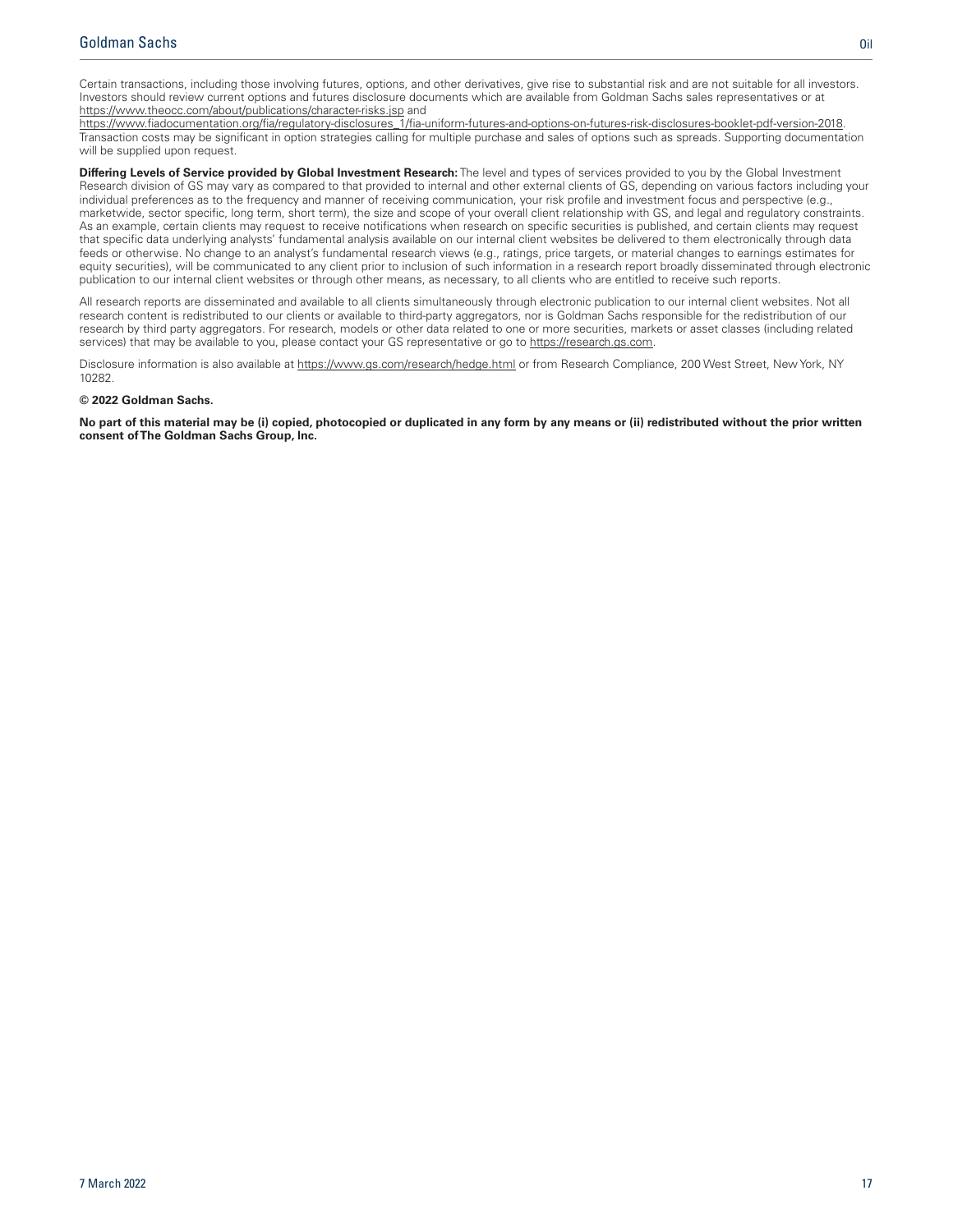Certain transactions, including those involving futures, options, and other derivatives, give rise to substantial risk and are not suitable for all investors. Investors should review current options and futures disclosure documents which are available from Goldman Sachs sales representatives or at https://www.theocc.com/about/publications/character-risks.jsp and https://www.fiadocumentation.org/fia/regulatory-disclosures_1/fia-uniform-futures-and-options-on-futures-risk-disclosures-booklet-pdf-version-2018. Transaction costs may be significant in option strategies calling for multiple purchase and sales of options such as spreads. Supporting documentation will be supplied upon request.

**Differing Levels of Service provided by Global Investment Research:** The level and types of services provided to you by the Global Investment Research division of GS may vary as compared to that provided to internal and other external clients of GS, depending on various factors including your individual preferences as to the frequency and manner of receiving communication, your risk profile and investment focus and perspective (e.g., marketwide, sector specific, long term, short term), the size and scope of your overall client relationship with GS, and legal and regulatory constraints. As an example, certain clients may request to receive notifications when research on specific securities is published, and certain clients may request that specific data underlying analysts' fundamental analysis available on our internal client websites be delivered to them electronically through data feeds or otherwise. No change to an analyst's fundamental research views (e.g., ratings, price targets, or material changes to earnings estimates for equity securities), will be communicated to any client prior to inclusion of such information in a research report broadly disseminated through electronic publication to our internal client websites or through other means, as necessary, to all clients who are entitled to receive such reports.

All research reports are disseminated and available to all clients simultaneously through electronic publication to our internal client websites. Not all research content is redistributed to our clients or available to third-party aggregators, nor is Goldman Sachs responsible for the redistribution of our research by third party aggregators. For research, models or other data related to one or more securities, markets or asset classes (including related services) that may be available to you, please contact your GS representative or go to https://research.gs.com.

Disclosure information is also available at https://www.gs.com/research/hedge.html or from Research Compliance, 200 West Street, New York, NY 10282.

**© 2022 Goldman Sachs.**

**No part of this material may be (i) copied, photocopied or duplicated in any form by any means or (ii) redistributed without the prior written consent of The Goldman Sachs Group, Inc.**